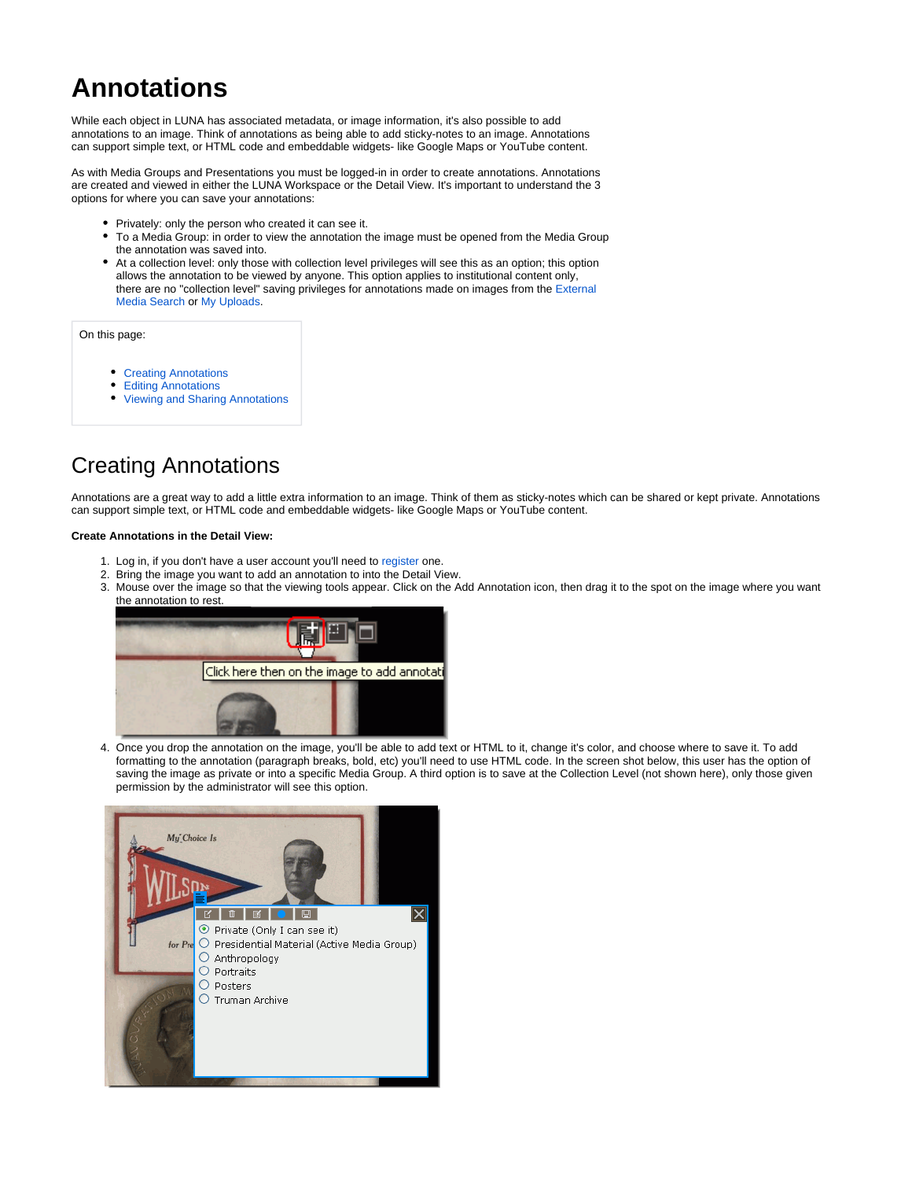# Annotations

While each object in LUNA has associated metadata, or image information, it's also possible to add annotations to an image. Think of annotations as being able to add sticky-notes to an image. Annotations can support simple text, or HTML code and embeddable widgets- like Google Maps or YouTube content.

As with Media Groups and Presentations you must be logged-in in order to create annotations. Annotations are created and viewed in either the LUNA Workspace or the Detail View. It's important to understand the 3 options for where you can save your annotations:

- Privately: only the person who created it can see it.
- To a Media Group: in order to view the annotation the image must be opened from the Media Group the annotation was saved into.
- At a collection level: only those with collection level privileges will see this as an option; this option allows the annotation to be viewed by anyone. This option applies to institutional content only, there are no "collection level" saving privileges for annotations made on images from the External Media Search or My Uploads.

On this page:

- Creating Annotations
- Editing Annotations
- Viewing and Sharing Annotations

## Creating Annotations

Annotations are a great way to add a little extra information to an image. Think of them as sticky-notes which can be shared or kept private. Annotations can support simple text, or HTML code and embeddable widgets- like Google Maps or YouTube content.

**Create Annotations in the Detail View:**

1. Log in, if you don't have a user account you'll need to register one.
2. Bring the image you want to add an annotation to into the Detail View.
3. Mouse over the image so that the viewing tools appear. Click on the Add Annotation icon, then drag it to the spot on the image where you want the annotation to rest.
4. Once you drop the annotation on the image, you'll be able to add text or HTML to it, change it's color, and choose where to save it. To add formatting to the annotation (paragraph breaks, bold, etc) you'll need to use HTML code. In the screen shot below, this user has the option of saving the image as private or into a specific Media Group. A third option is to save at the Collection Level (not shown here), only those given permission by the administrator will see this option.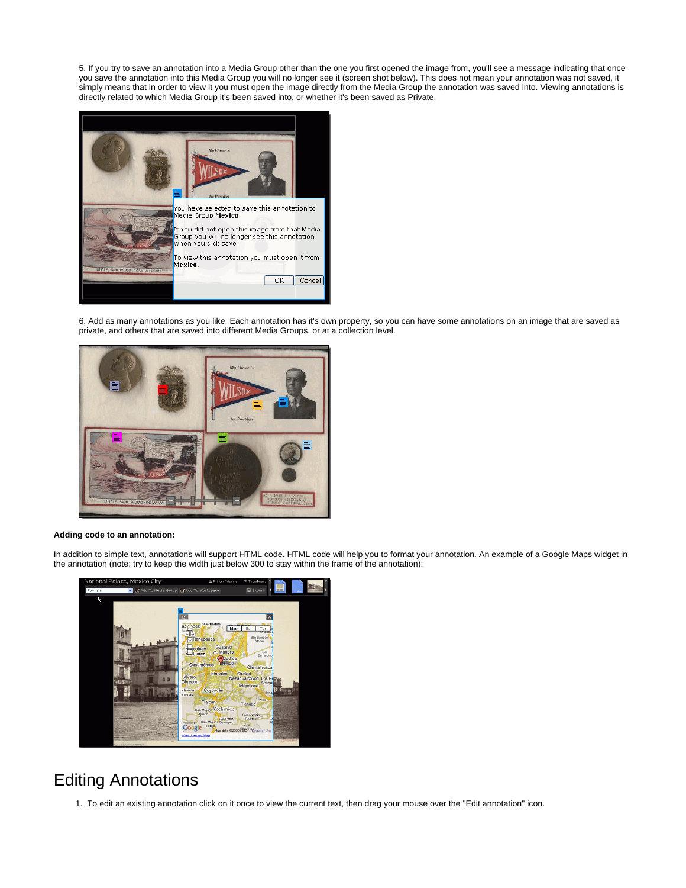5. If you try to save an annotation into a Media Group other than the one you first opened the image from, you'll see a message indicating that once you save the annotation into this Media Group you will no longer see it (screen shot below). This does not mean your annotation was not saved, it simply means that in order to view it you must open the image directly from the Media Group the annotation was saved into. Viewing annotations is directly related to which Media Group it's been saved into, or whether it's been saved as Private.

6. Add as many annotations as you like. Each annotation has it's own property, so you can have some annotations on an image that are saved as private, and others that are saved into different Media Groups, or at a collection level.

**Adding code to an annotation:**

In addition to simple text, annotations will support HTML code. HTML code will help you to format your annotation. An example of a Google Maps widget in the annotation (note: try to keep the width just below 300 to stay within the frame of the annotation):

# Editing Annotations

1. To edit an existing annotation click on it once to view the current text, then drag your mouse over the "Edit annotation" icon.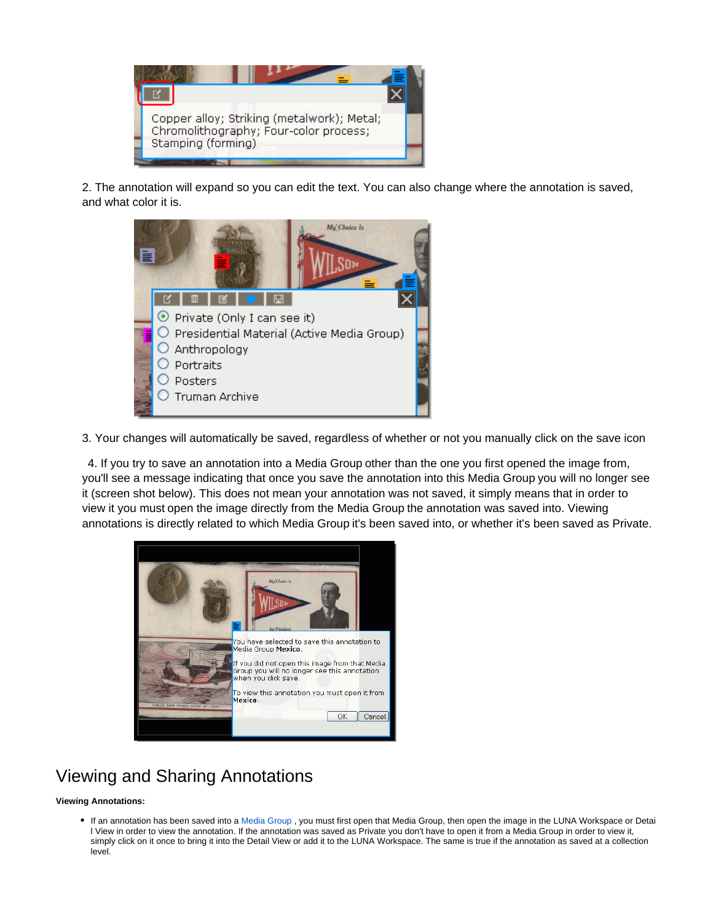2. The annotation will expand so you can edit the text. You can also change where the annotation is saved, and what color it is.

3. Your changes will automatically be saved, regardless of whether or not you manually click on the save icon

4. If you try to save an annotation into a Media Group other than the one you first opened the image from, you'll see a message indicating that once you save the annotation into this Media Group you will no longer see it (screen shot below). This does not mean your annotation was not saved, it simply means that in order to view it you must open the image directly from the Media Group the annotation was saved into. Viewing annotations is directly related to which Media Group it's been saved into, or whether it's been saved as Private.

## Viewing and Sharing Annotations

**Viewing Annotations:**

- If an annotation has been saved into a Media Group , you must first open that Media Group, then open the image in the LUNA Workspace or Detail View in order to view the annotation. If the annotation was saved as Private you don't have to open it from a Media Group in order to view it, simply click on it once to bring it into the Detail View or add it to the LUNA Workspace. The same is true if the annotation as saved at a collection level.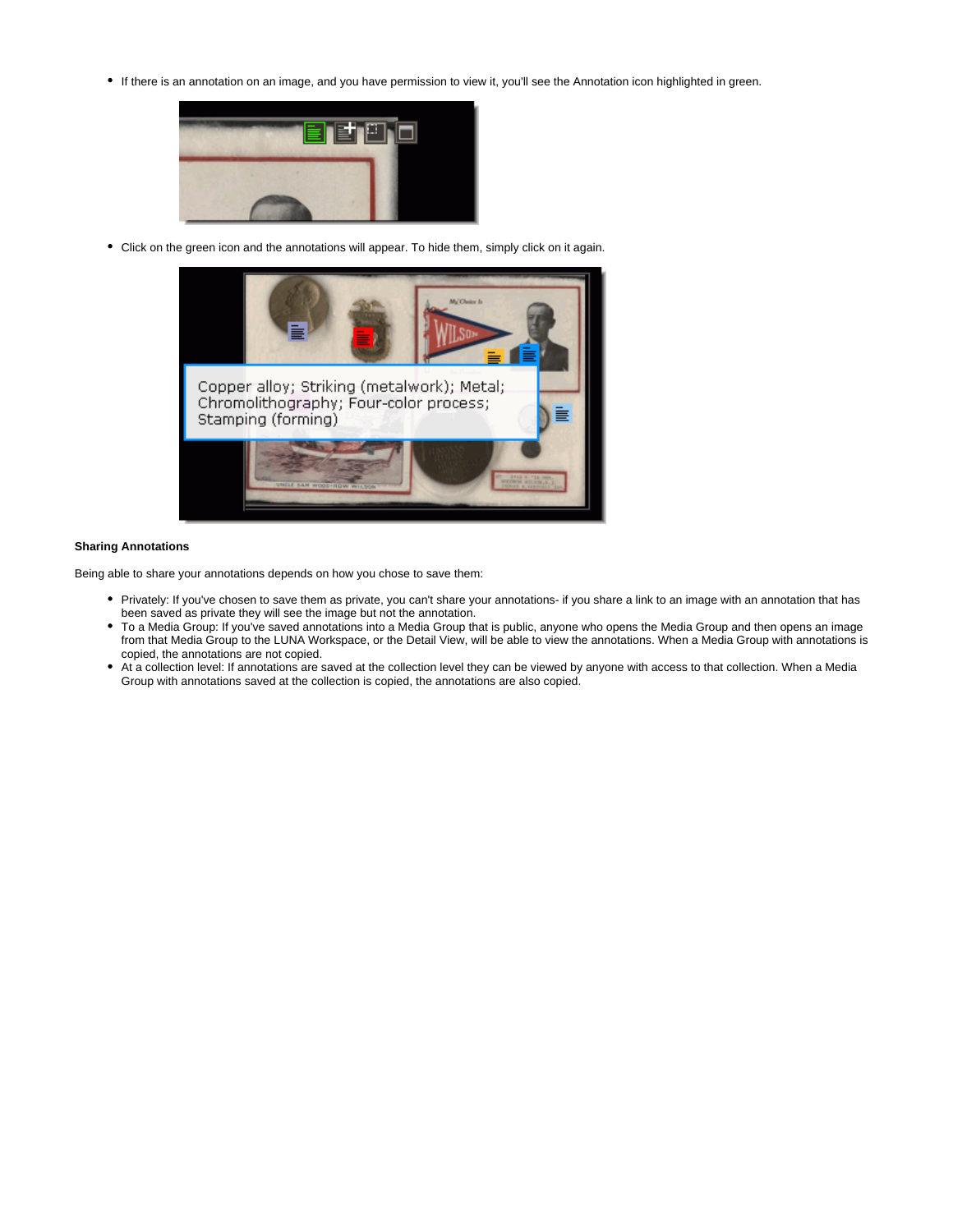- If there is an annotation on an image, and you have permission to view it, you'll see the Annotation icon highlighted in green.

- Click on the green icon and the annotations will appear. To hide them, simply click on it again.

**Sharing Annotations**

Being able to share your annotations depends on how you chose to save them:

- Privately: If you've chosen to save them as private, you can't share your annotations- if you share a link to an image with an annotation that has been saved as private they will see the image but not the annotation.
- To a Media Group: If you've saved annotations into a Media Group that is public, anyone who opens the Media Group and then opens an image from that Media Group to the LUNA Workspace, or the Detail View, will be able to view the annotations. When a Media Group with annotations is copied, the annotations are not copied.
- At a collection level: If annotations are saved at the collection level they can be viewed by anyone with access to that collection. When a Media Group with annotations saved at the collection is copied, the annotations are also copied.